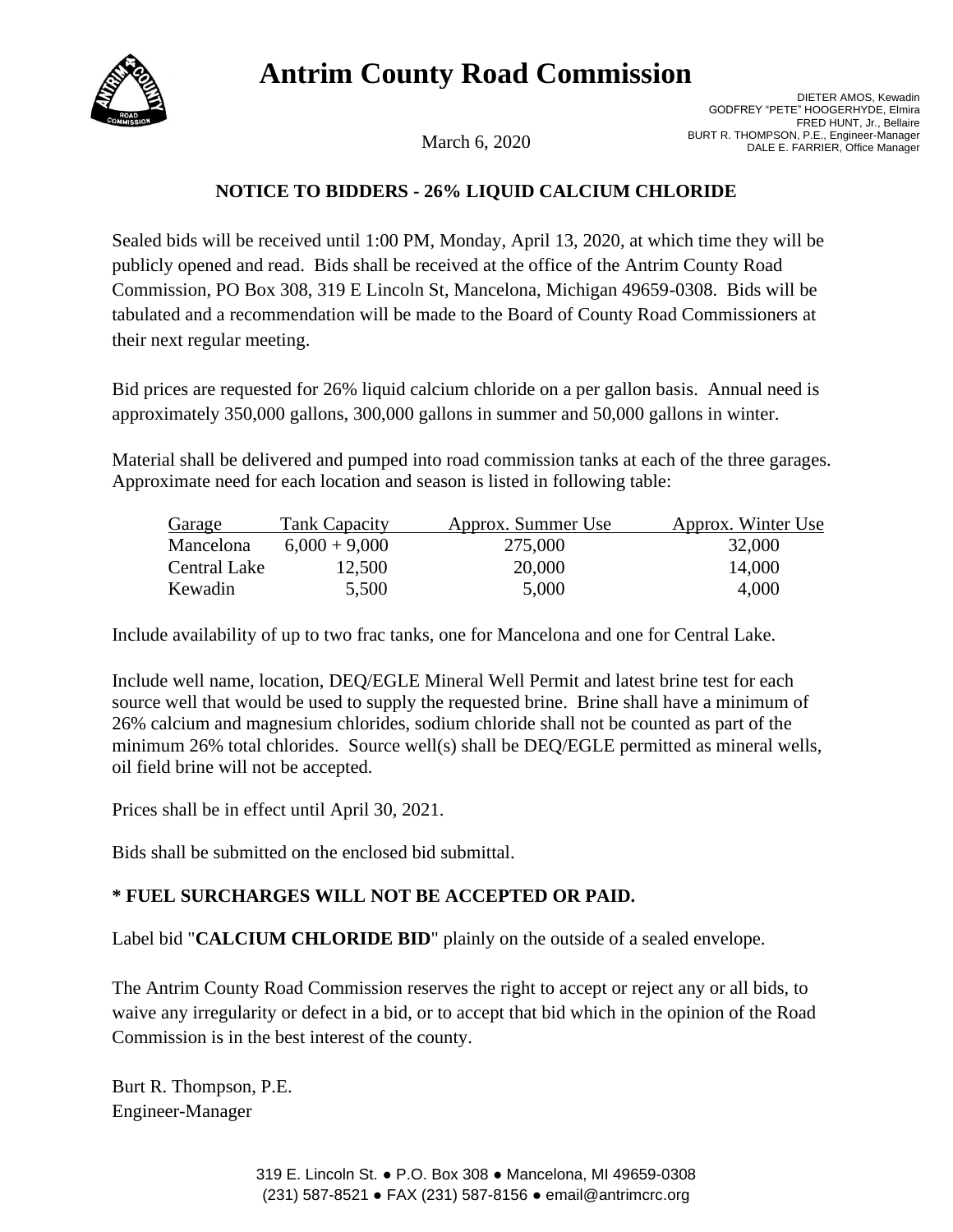# Antrim County Road Commission

DIETER AMOS, Kewadin
GODFREY "PETE" HOOGERHYDE, Elmira
FRED HUNT, Jr., Bellaire
BURT R. THOMPSON, P.E., Engineer-Manager
DALE E. FARRIER, Office Manager

March 6, 2020

## NOTICE TO BIDDERS - 26% LIQUID CALCIUM CHLORIDE

Sealed bids will be received until 1:00 PM, Monday, April 13, 2020, at which time they will be publicly opened and read. Bids shall be received at the office of the Antrim County Road Commission, PO Box 308, 319 E Lincoln St, Mancelona, Michigan 49659-0308. Bids will be tabulated and a recommendation will be made to the Board of County Road Commissioners at their next regular meeting.

Bid prices are requested for 26% liquid calcium chloride on a per gallon basis. Annual need is approximately 350,000 gallons, 300,000 gallons in summer and 50,000 gallons in winter.

Material shall be delivered and pumped into road commission tanks at each of the three garages. Approximate need for each location and season is listed in following table:

| Garage | Tank Capacity | Approx. Summer Use | Approx. Winter Use |
|---|---|---|---|
| Mancelona | 6,000 + 9,000 | 275,000 | 32,000 |
| Central Lake | 12,500 | 20,000 | 14,000 |
| Kewadin | 5,500 | 5,000 | 4,000 |

Include availability of up to two frac tanks, one for Mancelona and one for Central Lake.

Include well name, location, DEQ/EGLE Mineral Well Permit and latest brine test for each source well that would be used to supply the requested brine. Brine shall have a minimum of 26% calcium and magnesium chlorides, sodium chloride shall not be counted as part of the minimum 26% total chlorides. Source well(s) shall be DEQ/EGLE permitted as mineral wells, oil field brine will not be accepted.

Prices shall be in effect until April 30, 2021.

Bids shall be submitted on the enclosed bid submittal.

**\* FUEL SURCHARGES WILL NOT BE ACCEPTED OR PAID.**

Label bid "**CALCIUM CHLORIDE BID**" plainly on the outside of a sealed envelope.

The Antrim County Road Commission reserves the right to accept or reject any or all bids, to waive any irregularity or defect in a bid, or to accept that bid which in the opinion of the Road Commission is in the best interest of the county.

Burt R. Thompson, P.E.
Engineer-Manager

319 E. Lincoln St. ● P.O. Box 308 ● Mancelona, MI 49659-0308
(231) 587-8521 ● FAX (231) 587-8156 ● email@antrimcrc.org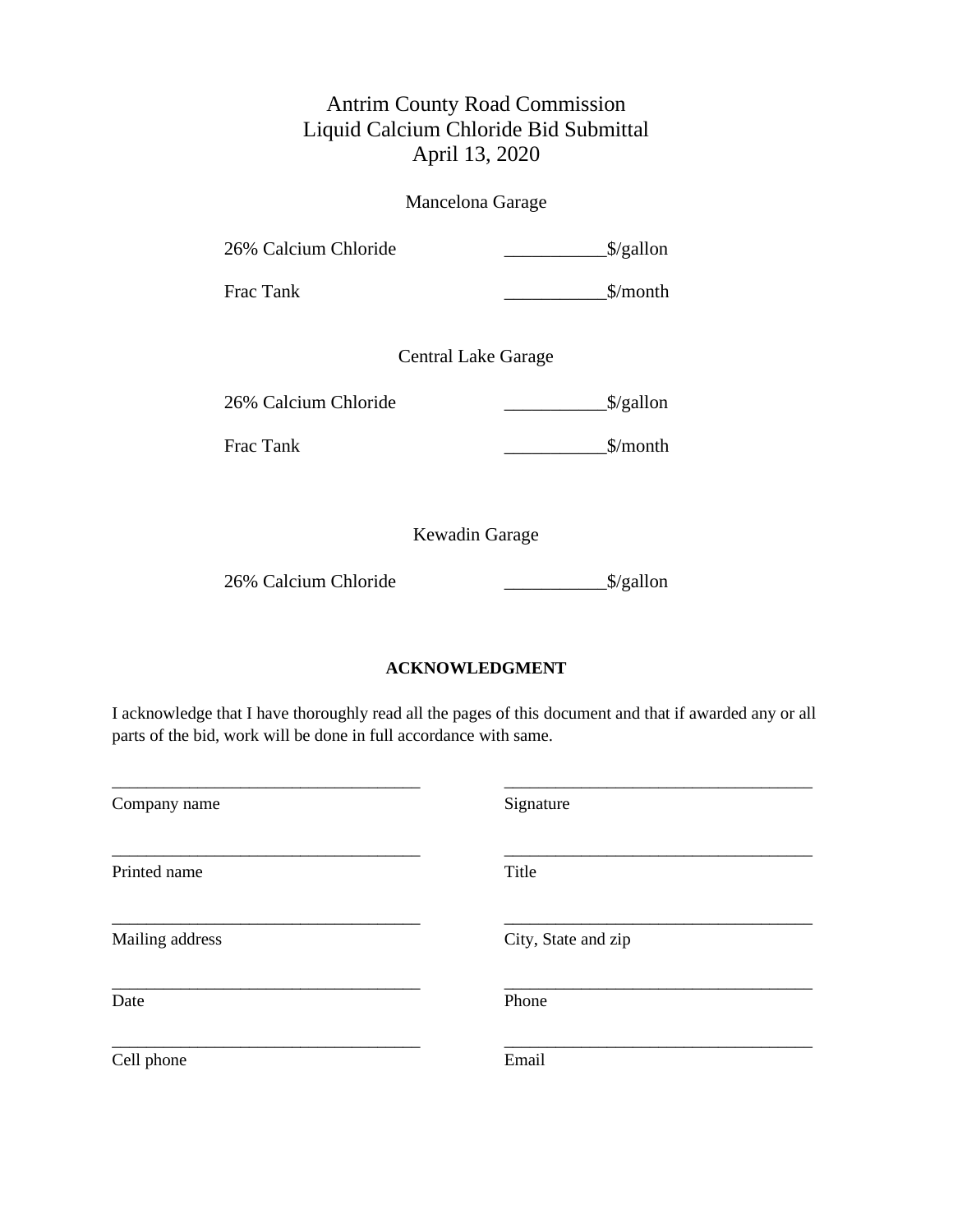# Antrim County Road Commission
# Liquid Calcium Chloride Bid Submittal
# April 13, 2020

## Mancelona Garage

26% Calcium Chloride ___________$/gallon

Frac Tank ___________$/month

## Central Lake Garage

26% Calcium Chloride ___________$/gallon

Frac Tank ___________$/month

## Kewadin Garage

26% Calcium Chloride ___________$/gallon

**ACKNOWLEDGMENT**

I acknowledge that I have thoroughly read all the pages of this document and that if awarded any or all parts of the bid, work will be done in full accordance with same.

| | |
|---|---|
| ____________________________________ | ____________________________________ |
| Company name | Signature |
| ____________________________________ | ____________________________________ |
| Printed name | Title |
| ____________________________________ | ____________________________________ |
| Mailing address | City, State and zip |
| ____________________________________ | ____________________________________ |
| Date | Phone |
| ____________________________________ | ____________________________________ |
| Cell phone | Email |